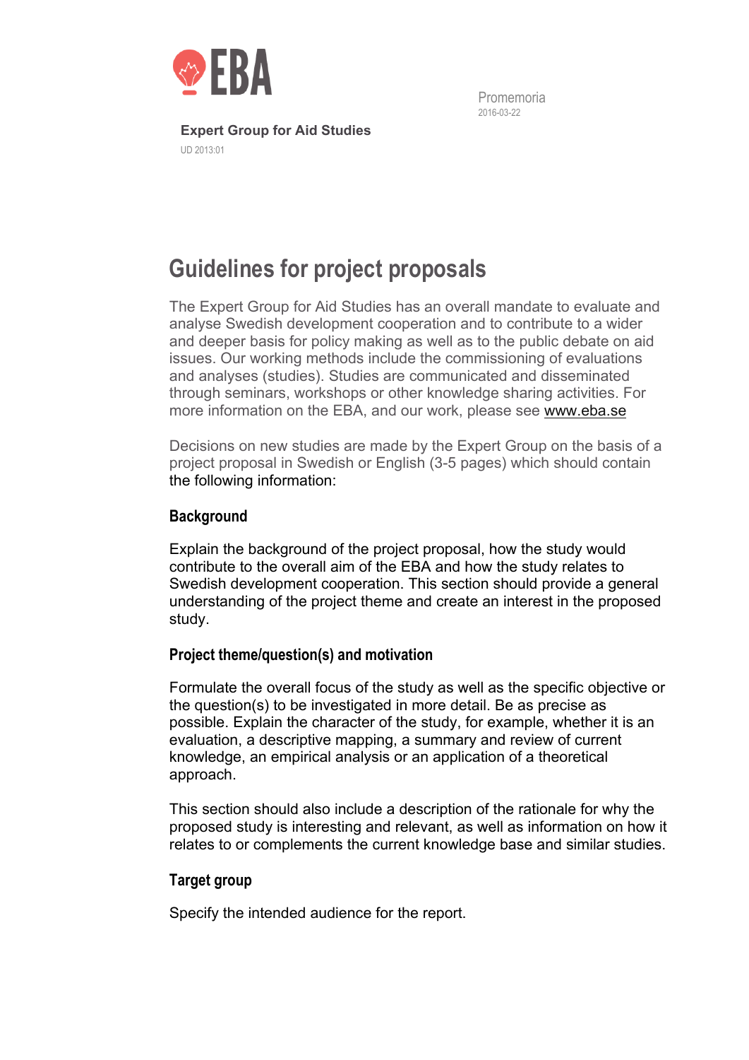EBA

**Expert Group for Aid Studies**

UD 2013:01

Promemoria

2016-03-22

# Guidelines for project proposals

The Expert Group for Aid Studies has an overall mandate to evaluate and analyse Swedish development cooperation and to contribute to a wider and deeper basis for policy making as well as to the public debate on aid issues. Our working methods include the commissioning of evaluations and analyses (studies). Studies are communicated and disseminated through seminars, workshops or other knowledge sharing activities. For more information on the EBA, and our work, please see www.eba.se

Decisions on new studies are made by the Expert Group on the basis of a project proposal in Swedish or English (3-5 pages) which should contain the following information:

## Background

Explain the background of the project proposal, how the study would contribute to the overall aim of the EBA and how the study relates to Swedish development cooperation. This section should provide a general understanding of the project theme and create an interest in the proposed study.

## Project theme/question(s) and motivation

Formulate the overall focus of the study as well as the specific objective or the question(s) to be investigated in more detail. Be as precise as possible. Explain the character of the study, for example, whether it is an evaluation, a descriptive mapping, a summary and review of current knowledge, an empirical analysis or an application of a theoretical approach.

This section should also include a description of the rationale for why the proposed study is interesting and relevant, as well as information on how it relates to or complements the current knowledge base and similar studies.

## Target group

Specify the intended audience for the report.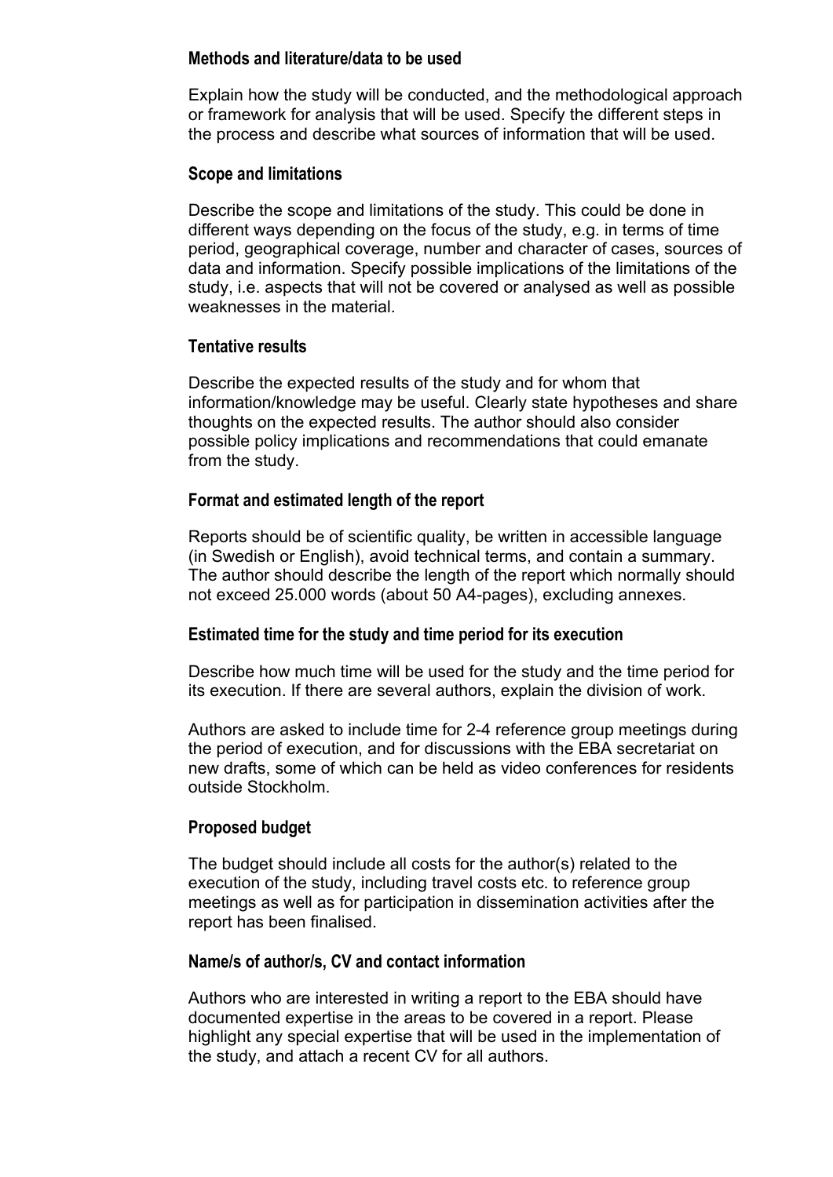### Methods and literature/data to be used

Explain how the study will be conducted, and the methodological approach or framework for analysis that will be used. Specify the different steps in the process and describe what sources of information that will be used.

### Scope and limitations

Describe the scope and limitations of the study. This could be done in different ways depending on the focus of the study, e.g. in terms of time period, geographical coverage, number and character of cases, sources of data and information. Specify possible implications of the limitations of the study, i.e. aspects that will not be covered or analysed as well as possible weaknesses in the material.

### Tentative results

Describe the expected results of the study and for whom that information/knowledge may be useful. Clearly state hypotheses and share thoughts on the expected results. The author should also consider possible policy implications and recommendations that could emanate from the study.

### Format and estimated length of the report

Reports should be of scientific quality, be written in accessible language (in Swedish or English), avoid technical terms, and contain a summary. The author should describe the length of the report which normally should not exceed 25.000 words (about 50 A4-pages), excluding annexes.

### Estimated time for the study and time period for its execution

Describe how much time will be used for the study and the time period for its execution. If there are several authors, explain the division of work.

Authors are asked to include time for 2-4 reference group meetings during the period of execution, and for discussions with the EBA secretariat on new drafts, some of which can be held as video conferences for residents outside Stockholm.

### Proposed budget

The budget should include all costs for the author(s) related to the execution of the study, including travel costs etc. to reference group meetings as well as for participation in dissemination activities after the report has been finalised.

### Name/s of author/s, CV and contact information

Authors who are interested in writing a report to the EBA should have documented expertise in the areas to be covered in a report. Please highlight any special expertise that will be used in the implementation of the study, and attach a recent CV for all authors.